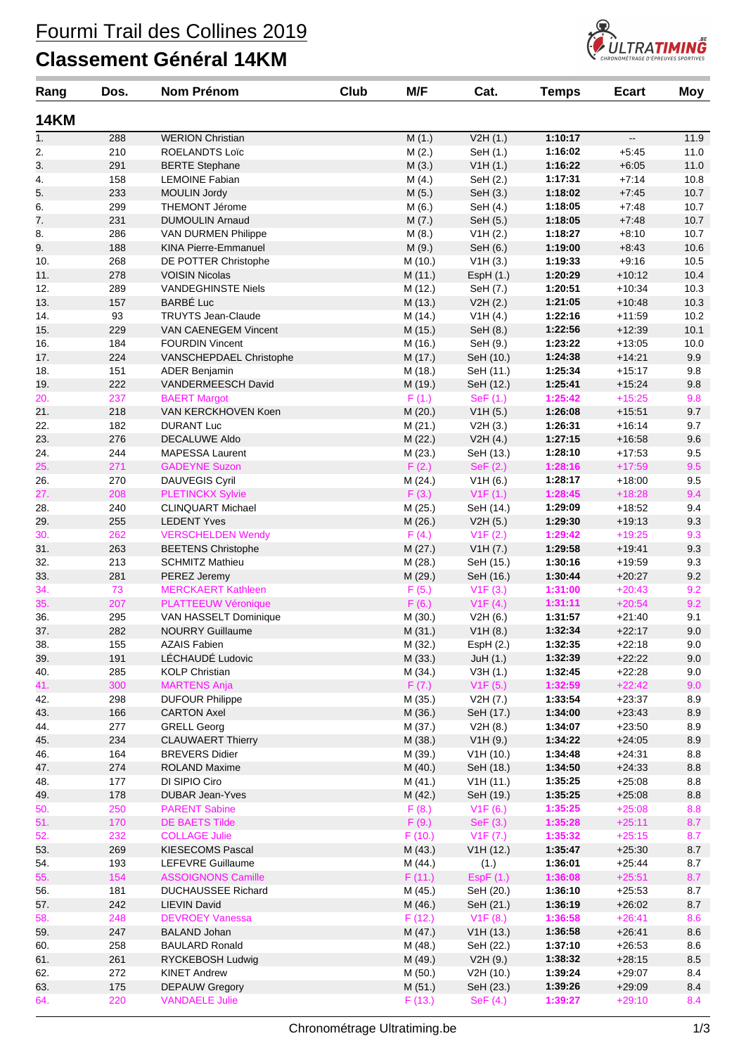# Fourmi Trail des Collines 2019

## Classement Général 14KM

| Rang | Dos. | Nom Prénom | Club | M/F | Cat. | Temps | Ecart | Moy |
|---|---|---|---|---|---|---|---|---|
| **14KM** | | | | | | | | |
| 1. | 288 | WERION Christian | | M (1.) | V2H (1.) | 1:10:17 | -- | 11.9 |
| 2. | 210 | ROELANDTS Loïc | | M (2.) | SeH (1.) | 1:16:02 | +5:45 | 11.0 |
| 3. | 291 | BERTE Stephane | | M (3.) | V1H (1.) | 1:16:22 | +6:05 | 11.0 |
| 4. | 158 | LEMOINE Fabian | | M (4.) | SeH (2.) | 1:17:31 | +7:14 | 10.8 |
| 5. | 233 | MOULIN Jordy | | M (5.) | SeH (3.) | 1:18:02 | +7:45 | 10.7 |
| 6. | 299 | THEMONT Jérome | | M (6.) | SeH (4.) | 1:18:05 | +7:48 | 10.7 |
| 7. | 231 | DUMOULIN Arnaud | | M (7.) | SeH (5.) | 1:18:05 | +7:48 | 10.7 |
| 8. | 286 | VAN DURMEN Philippe | | M (8.) | V1H (2.) | 1:18:27 | +8:10 | 10.7 |
| 9. | 188 | KINA Pierre-Emmanuel | | M (9.) | SeH (6.) | 1:19:00 | +8:43 | 10.6 |
| 10. | 268 | DE POTTER Christophe | | M (10.) | V1H (3.) | 1:19:33 | +9:16 | 10.5 |
| 11. | 278 | VOISIN Nicolas | | M (11.) | EspH (1.) | 1:20:29 | +10:12 | 10.4 |
| 12. | 289 | VANDEGHINSTE Niels | | M (12.) | SeH (7.) | 1:20:51 | +10:34 | 10.3 |
| 13. | 157 | BARBÉ Luc | | M (13.) | V2H (2.) | 1:21:05 | +10:48 | 10.3 |
| 14. | 93 | TRUYTS Jean-Claude | | M (14.) | V1H (4.) | 1:22:16 | +11:59 | 10.2 |
| 15. | 229 | VAN CAENEGEM Vincent | | M (15.) | SeH (8.) | 1:22:56 | +12:39 | 10.1 |
| 16. | 184 | FOURDIN Vincent | | M (16.) | SeH (9.) | 1:23:22 | +13:05 | 10.0 |
| 17. | 224 | VANSCHEPDAEL Christophe | | M (17.) | SeH (10.) | 1:24:38 | +14:21 | 9.9 |
| 18. | 151 | ADER Benjamin | | M (18.) | SeH (11.) | 1:25:34 | +15:17 | 9.8 |
| 19. | 222 | VANDERMEESCH David | | M (19.) | SeH (12.) | 1:25:41 | +15:24 | 9.8 |
| 20. | 237 | BAERT Margot | | F (1.) | SeF (1.) | 1:25:42 | +15:25 | 9.8 |
| 21. | 218 | VAN KERCKHOVEN Koen | | M (20.) | V1H (5.) | 1:26:08 | +15:51 | 9.7 |
| 22. | 182 | DURANT Luc | | M (21.) | V2H (3.) | 1:26:31 | +16:14 | 9.7 |
| 23. | 276 | DECALUWE Aldo | | M (22.) | V2H (4.) | 1:27:15 | +16:58 | 9.6 |
| 24. | 244 | MAPESSA Laurent | | M (23.) | SeH (13.) | 1:28:10 | +17:53 | 9.5 |
| 25. | 271 | GADEYNE Suzon | | F (2.) | SeF (2.) | 1:28:16 | +17:59 | 9.5 |
| 26. | 270 | DAUVEGIS Cyril | | M (24.) | V1H (6.) | 1:28:17 | +18:00 | 9.5 |
| 27. | 208 | PLETINCKX Sylvie | | F (3.) | V1F (1.) | 1:28:45 | +18:28 | 9.4 |
| 28. | 240 | CLINQUART Michael | | M (25.) | SeH (14.) | 1:29:09 | +18:52 | 9.4 |
| 29. | 255 | LEDENT Yves | | M (26.) | V2H (5.) | 1:29:30 | +19:13 | 9.3 |
| 30. | 262 | VERSCHELDEN Wendy | | F (4.) | V1F (2.) | 1:29:42 | +19:25 | 9.3 |
| 31. | 263 | BEETENS Christophe | | M (27.) | V1H (7.) | 1:29:58 | +19:41 | 9.3 |
| 32. | 213 | SCHMITZ Mathieu | | M (28.) | SeH (15.) | 1:30:16 | +19:59 | 9.3 |
| 33. | 281 | PEREZ Jeremy | | M (29.) | SeH (16.) | 1:30:44 | +20:27 | 9.2 |
| 34. | 73 | MERCKAERT Kathleen | | F (5.) | V1F (3.) | 1:31:00 | +20:43 | 9.2 |
| 35. | 207 | PLATTEEUW Véronique | | F (6.) | V1F (4.) | 1:31:11 | +20:54 | 9.2 |
| 36. | 295 | VAN HASSELT Dominique | | M (30.) | V2H (6.) | 1:31:57 | +21:40 | 9.1 |
| 37. | 282 | NOURRY Guillaume | | M (31.) | V1H (8.) | 1:32:34 | +22:17 | 9.0 |
| 38. | 155 | AZAIS Fabien | | M (32.) | EspH (2.) | 1:32:35 | +22:18 | 9.0 |
| 39. | 191 | LÉCHAUDÉ Ludovic | | M (33.) | JuH (1.) | 1:32:39 | +22:22 | 9.0 |
| 40. | 285 | KOLP Christian | | M (34.) | V3H (1.) | 1:32:45 | +22:28 | 9.0 |
| 41. | 300 | MARTENS Anja | | F (7.) | V1F (5.) | 1:32:59 | +22:42 | 9.0 |
| 42. | 298 | DUFOUR Philippe | | M (35.) | V2H (7.) | 1:33:54 | +23:37 | 8.9 |
| 43. | 166 | CARTON Axel | | M (36.) | SeH (17.) | 1:34:00 | +23:43 | 8.9 |
| 44. | 277 | GRELL Georg | | M (37.) | V2H (8.) | 1:34:07 | +23:50 | 8.9 |
| 45. | 234 | CLAUWAERT Thierry | | M (38.) | V1H (9.) | 1:34:22 | +24:05 | 8.9 |
| 46. | 164 | BREVERS Didier | | M (39.) | V1H (10.) | 1:34:48 | +24:31 | 8.8 |
| 47. | 274 | ROLAND Maxime | | M (40.) | SeH (18.) | 1:34:50 | +24:33 | 8.8 |
| 48. | 177 | DI SIPIO Ciro | | M (41.) | V1H (11.) | 1:35:25 | +25:08 | 8.8 |
| 49. | 178 | DUBAR Jean-Yves | | M (42.) | SeH (19.) | 1:35:25 | +25:08 | 8.8 |
| 50. | 250 | PARENT Sabine | | F (8.) | V1F (6.) | 1:35:25 | +25:08 | 8.8 |
| 51. | 170 | DE BAETS Tilde | | F (9.) | SeF (3.) | 1:35:28 | +25:11 | 8.7 |
| 52. | 232 | COLLAGE Julie | | F (10.) | V1F (7.) | 1:35:32 | +25:15 | 8.7 |
| 53. | 269 | KIESECOMS Pascal | | M (43.) | V1H (12.) | 1:35:47 | +25:30 | 8.7 |
| 54. | 193 | LEFEVRE Guillaume | | M (44.) | (1.) | 1:36:01 | +25:44 | 8.7 |
| 55. | 154 | ASSOIGNONS Camille | | F (11.) | EspF (1.) | 1:36:08 | +25:51 | 8.7 |
| 56. | 181 | DUCHAUSSEE Richard | | M (45.) | SeH (20.) | 1:36:10 | +25:53 | 8.7 |
| 57. | 242 | LIEVIN David | | M (46.) | SeH (21.) | 1:36:19 | +26:02 | 8.7 |
| 58. | 248 | DEVROEY Vanessa | | F (12.) | V1F (8.) | 1:36:58 | +26:41 | 8.6 |
| 59. | 247 | BALAND Johan | | M (47.) | V1H (13.) | 1:36:58 | +26:41 | 8.6 |
| 60. | 258 | BAULARD Ronald | | M (48.) | SeH (22.) | 1:37:10 | +26:53 | 8.6 |
| 61. | 261 | RYCKEBOSH Ludwig | | M (49.) | V2H (9.) | 1:38:32 | +28:15 | 8.5 |
| 62. | 272 | KINET Andrew | | M (50.) | V2H (10.) | 1:39:24 | +29:07 | 8.4 |
| 63. | 175 | DEPAUW Gregory | | M (51.) | SeH (23.) | 1:39:26 | +29:09 | 8.4 |
| 64. | 220 | VANDAELE Julie | | F (13.) | SeF (4.) | 1:39:27 | +29:10 | 8.4 |

Chronométrage Ultratiming.be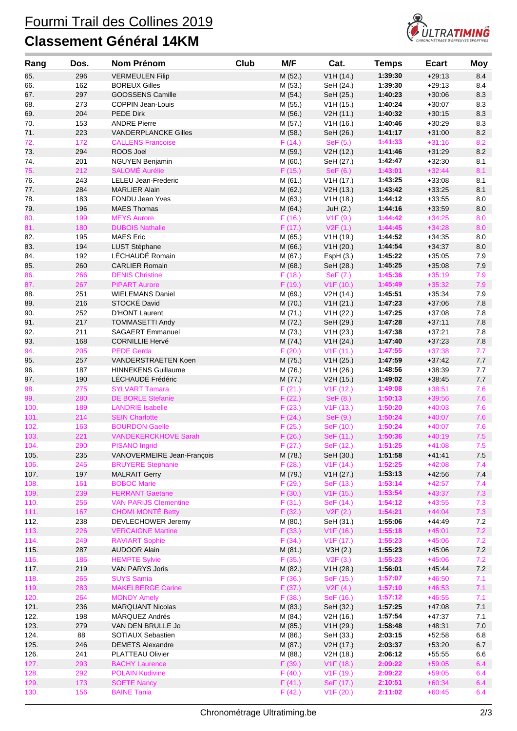# Fourmi Trail des Collines 2019

## Classement Général 14KM

| Rang | Dos. | Nom Prénom | Club | M/F | Cat. | Temps | Ecart | Moy |
|---|---|---|---|---|---|---|---|---|
| 65. | 296 | VERMEULEN Filip | | M (52.) | V1H (14.) | 1:39:30 | +29:13 | 8.4 |
| 66. | 162 | BOREUX Gilles | | M (53.) | SeH (24.) | 1:39:30 | +29:13 | 8.4 |
| 67. | 297 | GOOSSENS Camille | | M (54.) | SeH (25.) | 1:40:23 | +30:06 | 8.3 |
| 68. | 273 | COPPIN Jean-Louis | | M (55.) | V1H (15.) | 1:40:24 | +30:07 | 8.3 |
| 69. | 204 | PEDE Dirk | | M (56.) | V2H (11.) | 1:40:32 | +30:15 | 8.3 |
| 70. | 153 | ANDRE Pierre | | M (57.) | V1H (16.) | 1:40:46 | +30:29 | 8.3 |
| 71. | 223 | VANDERPLANCKE Gilles | | M (58.) | SeH (26.) | 1:41:17 | +31:00 | 8.2 |
| 72. | 172 | CALLENS Francoise | | F (14.) | SeF (5.) | 1:41:33 | +31:16 | 8.2 |
| 73. | 294 | ROOS Joel | | M (59.) | V2H (12.) | 1:41:46 | +31:29 | 8.2 |
| 74. | 201 | NGUYEN Benjamin | | M (60.) | SeH (27.) | 1:42:47 | +32:30 | 8.1 |
| 75. | 212 | SALOMÉ Aurélie | | F (15.) | SeF (6.) | 1:43:01 | +32:44 | 8.1 |
| 76. | 243 | LELEU Jean-Frederic | | M (61.) | V1H (17.) | 1:43:25 | +33:08 | 8.1 |
| 77. | 284 | MARLIER Alain | | M (62.) | V2H (13.) | 1:43:42 | +33:25 | 8.1 |
| 78. | 183 | FONDU Jean Yves | | M (63.) | V1H (18.) | 1:44:12 | +33:55 | 8.0 |
| 79. | 196 | MAES Thomas | | M (64.) | JuH (2.) | 1:44:16 | +33:59 | 8.0 |
| 80. | 199 | MEYS Aurore | | F (16.) | V1F (9.) | 1:44:42 | +34:25 | 8.0 |
| 81. | 180 | DUBOIS Nathalie | | F (17.) | V2F (1.) | 1:44:45 | +34:28 | 8.0 |
| 82. | 195 | MAES Eric | | M (65.) | V1H (19.) | 1:44:52 | +34:35 | 8.0 |
| 83. | 194 | LUST Stéphane | | M (66.) | V1H (20.) | 1:44:54 | +34:37 | 8.0 |
| 84. | 192 | LÉCHAUDÉ Romain | | M (67.) | EspH (3.) | 1:45:22 | +35:05 | 7.9 |
| 85. | 260 | CARLIER Romain | | M (68.) | SeH (28.) | 1:45:25 | +35:08 | 7.9 |
| 86. | 266 | DENIS Christine | | F (18.) | SeF (7.) | 1:45:36 | +35:19 | 7.9 |
| 87. | 267 | PIPART Aurore | | F (19.) | V1F (10.) | 1:45:49 | +35:32 | 7.9 |
| 88. | 251 | WIELEMANS Daniel | | M (69.) | V2H (14.) | 1:45:51 | +35:34 | 7.9 |
| 89. | 216 | STOCKÉ David | | M (70.) | V1H (21.) | 1:47:23 | +37:06 | 7.8 |
| 90. | 252 | D'HONT Laurent | | M (71.) | V1H (22.) | 1:47:25 | +37:08 | 7.8 |
| 91. | 217 | TOMMASETTI Andy | | M (72.) | SeH (29.) | 1:47:28 | +37:11 | 7.8 |
| 92. | 211 | SAGAERT Emmanuel | | M (73.) | V1H (23.) | 1:47:38 | +37:21 | 7.8 |
| 93. | 168 | CORNILLIE Hervé | | M (74.) | V1H (24.) | 1:47:40 | +37:23 | 7.8 |
| 94. | 205 | PEDE Gerda | | F (20.) | V1F (11.) | 1:47:55 | +37:38 | 7.7 |
| 95. | 257 | VANDERSTRAETEN Koen | | M (75.) | V1H (25.) | 1:47:59 | +37:42 | 7.7 |
| 96. | 187 | HINNEKENS Guillaume | | M (76.) | V1H (26.) | 1:48:56 | +38:39 | 7.7 |
| 97. | 190 | LÉCHAUDÉ Frédéric | | M (77.) | V2H (15.) | 1:49:02 | +38:45 | 7.7 |
| 98. | 275 | SYLVART Tamara | | F (21.) | V1F (12.) | 1:49:08 | +38:51 | 7.6 |
| 99. | 280 | DE BORLE Stefanie | | F (22.) | SeF (8.) | 1:50:13 | +39:56 | 7.6 |
| 100. | 189 | LANDRIE Isabelle | | F (23.) | V1F (13.) | 1:50:20 | +40:03 | 7.6 |
| 101. | 214 | SEIN Charlotte | | F (24.) | SeF (9.) | 1:50:24 | +40:07 | 7.6 |
| 102. | 163 | BOURDON Gaelle | | F (25.) | SeF (10.) | 1:50:24 | +40:07 | 7.6 |
| 103. | 221 | VANDEKERCKHOVE Sarah | | F (26.) | SeF (11.) | 1:50:36 | +40:19 | 7.5 |
| 104. | 290 | PISANO Ingrid | | F (27.) | SeF (12.) | 1:51:25 | +41:08 | 7.5 |
| 105. | 235 | VANOVERMEIRE Jean-François | | M (78.) | SeH (30.) | 1:51:58 | +41:41 | 7.5 |
| 106. | 245 | BRUYERE Stephanie | | F (28.) | V1F (14.) | 1:52:25 | +42:08 | 7.4 |
| 107. | 197 | MALRAIT Gerry | | M (79.) | V1H (27.) | 1:53:13 | +42:56 | 7.4 |
| 108. | 161 | BOBOC Marie | | F (29.) | SeF (13.) | 1:53:14 | +42:57 | 7.4 |
| 109. | 239 | FERRANT Gaetane | | F (30.) | V1F (15.) | 1:53:54 | +43:37 | 7.3 |
| 110. | 256 | VAN PARIJS Clementine | | F (31.) | SeF (14.) | 1:54:12 | +43:55 | 7.3 |
| 111. | 167 | CHOMI MONTÉ Betty | | F (32.) | V2F (2.) | 1:54:21 | +44:04 | 7.3 |
| 112. | 238 | DEVLECHOWER Jeremy | | M (80.) | SeH (31.) | 1:55:06 | +44:49 | 7.2 |
| 113. | 226 | VERCAIGNE Martine | | F (33.) | V1F (16.) | 1:55:18 | +45:01 | 7.2 |
| 114. | 249 | RAVIART Sophie | | F (34.) | V1F (17.) | 1:55:23 | +45:06 | 7.2 |
| 115. | 287 | AUDOOR Alain | | M (81.) | V3H (2.) | 1:55:23 | +45:06 | 7.2 |
| 116. | 186 | HEMPTE Sylvie | | F (35.) | V2F (3.) | 1:55:23 | +45:06 | 7.2 |
| 117. | 219 | VAN PARYS Joris | | M (82.) | V1H (28.) | 1:56:01 | +45:44 | 7.2 |
| 118. | 265 | SUYS Samia | | F (36.) | SeF (15.) | 1:57:07 | +46:50 | 7.1 |
| 119. | 283 | MAKELBERGE Carine | | F (37.) | V2F (4.) | 1:57:10 | +46:53 | 7.1 |
| 120. | 264 | MONDY Amely | | F (38.) | SeF (16.) | 1:57:12 | +46:55 | 7.1 |
| 121. | 236 | MARQUANT Nicolas | | M (83.) | SeH (32.) | 1:57:25 | +47:08 | 7.1 |
| 122. | 198 | MÁRQUEZ Andrés | | M (84.) | V2H (16.) | 1:57:54 | +47:37 | 7.1 |
| 123. | 279 | VAN DEN BRULLE Jo | | M (85.) | V1H (29.) | 1:58:48 | +48:31 | 7.0 |
| 124. | 88 | SOTIAUX Sebastien | | M (86.) | SeH (33.) | 2:03:15 | +52:58 | 6.8 |
| 125. | 246 | DEMETS Alexandre | | M (87.) | V2H (17.) | 2:03:37 | +53:20 | 6.7 |
| 126. | 241 | PLATTEAU Olivier | | M (88.) | V2H (18.) | 2:06:12 | +55:55 | 6.6 |
| 127. | 293 | BACHY Laurence | | F (39.) | V1F (18.) | 2:09:22 | +59:05 | 6.4 |
| 128. | 292 | POLAIN Kudivine | | F (40.) | V1F (19.) | 2:09:22 | +59:05 | 6.4 |
| 129. | 173 | SOETE Nancy | | F (41.) | SeF (17.) | 2:10:51 | +60:34 | 6.4 |
| 130. | 156 | BAINE Tania | | F (42.) | V1F (20.) | 2:11:02 | +60:45 | 6.4 |

Chronométrage Ultratiming.be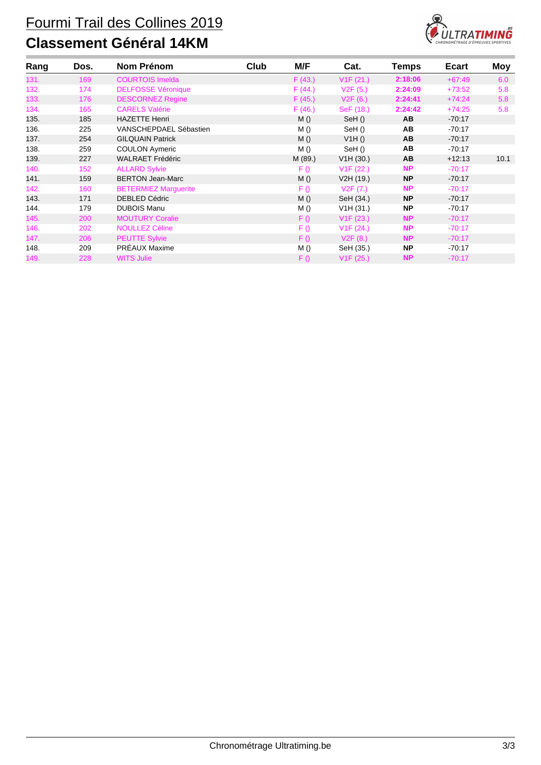# Fourmi Trail des Collines 2019

## Classement Général 14KM

| Rang | Dos. | Nom Prénom | Club | M/F | Cat. | Temps | Ecart | Moy |
|---|---|---|---|---|---|---|---|---|
| 131. | 169 | COURTOIS Imelda | | F (43.) | V1F (21.) | **2:18:06** | +67:49 | 6.0 |
| 132. | 174 | DELFOSSE Véronique | | F (44.) | V2F (5.) | **2:24:09** | +73:52 | 5.8 |
| 133. | 176 | DESCORNEZ Regine | | F (45.) | V2F (6.) | **2:24:41** | +74:24 | 5.8 |
| 134. | 165 | CARELS Valérie | | F (46.) | SeF (18.) | **2:24:42** | +74:25 | 5.8 |
| 135. | 185 | HAZETTE Henri | | M () | SeH () | **AB** | -70:17 | |
| 136. | 225 | VANSCHEPDAEL Sébastien | | M () | SeH () | **AB** | -70:17 | |
| 137. | 254 | GILQUAIN Patrick | | M () | V1H () | **AB** | -70:17 | |
| 138. | 259 | COULON Aymeric | | M () | SeH () | **AB** | -70:17 | |
| 139. | 227 | WALRAET Frédéric | | M (89.) | V1H (30.) | **AB** | +12:13 | 10.1 |
| 140. | 152 | ALLARD Sylvie | | F () | V1F (22.) | **NP** | -70:17 | |
| 141. | 159 | BERTON Jean-Marc | | M () | V2H (19.) | **NP** | -70:17 | |
| 142. | 160 | BETERMIEZ Marguerite | | F () | V2F (7.) | **NP** | -70:17 | |
| 143. | 171 | DEBLED Cédric | | M () | SeH (34.) | **NP** | -70:17 | |
| 144. | 179 | DUBOIS Manu | | M () | V1H (31.) | **NP** | -70:17 | |
| 145. | 200 | MOUTURY Coralie | | F () | V1F (23.) | **NP** | -70:17 | |
| 146. | 202 | NOULLEZ Céline | | F () | V1F (24.) | **NP** | -70:17 | |
| 147. | 206 | PEUTTE Sylvie | | F () | V2F (8.) | **NP** | -70:17 | |
| 148. | 209 | PRÉAUX Maxime | | M () | SeH (35.) | **NP** | -70:17 | |
| 149. | 228 | WITS Julie | | F () | V1F (25.) | **NP** | -70:17 | |